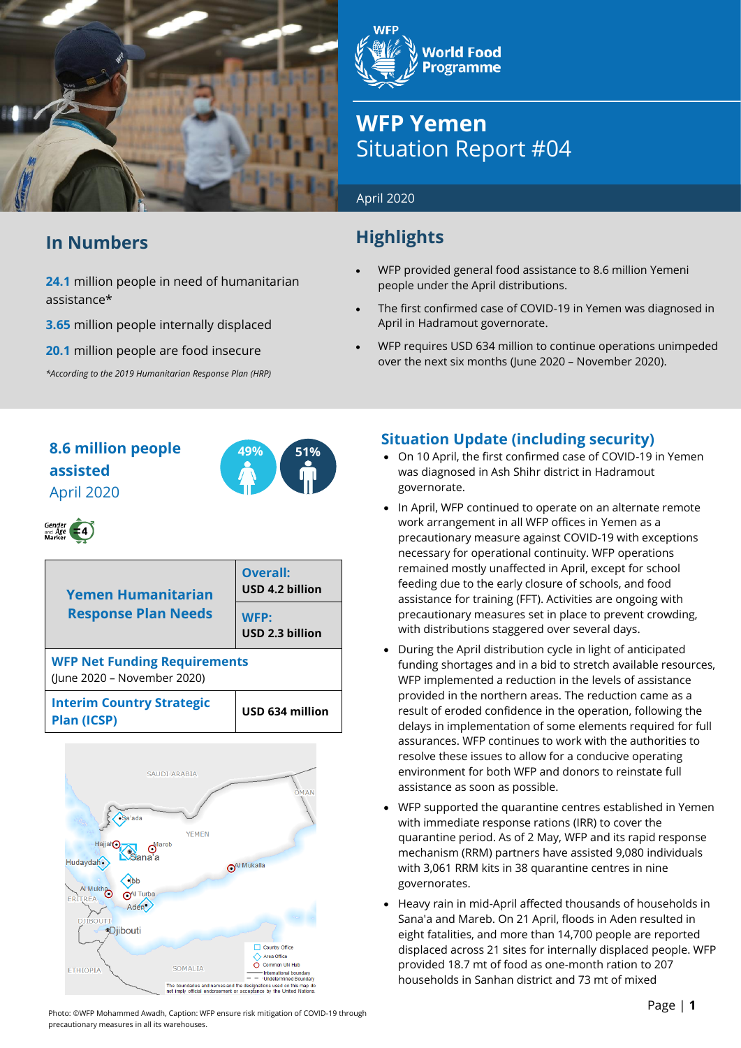# WFP Yemen
## Situation Report #04

April 2020

## In Numbers

**24.1** million people in need of humanitarian assistance*

**3.65** million people internally displaced

**20.1** million people are food insecure

*\*According to the 2019 Humanitarian Response Plan (HRP)*

**8.6 million people assisted**
April 2020

49% | 51%

| **Yemen Humanitarian Response Plan Needs** | **Overall:** USD 4.2 billion |
|---|---|
| | **WFP:** USD 2.3 billion |
| **WFP Net Funding Requirements** (June 2020 – November 2020) | |
| **Interim Country Strategic Plan (ICSP)** | **USD 634 million** |

## Highlights

- WFP provided general food assistance to 8.6 million Yemeni people under the April distributions.
- The first confirmed case of COVID-19 in Yemen was diagnosed in April in Hadramout governorate.
- WFP requires USD 634 million to continue operations unimpeded over the next six months (June 2020 – November 2020).

## Situation Update (including security)

- On 10 April, the first confirmed case of COVID-19 in Yemen was diagnosed in Ash Shihr district in Hadramout governorate.
- In April, WFP continued to operate on an alternate remote work arrangement in all WFP offices in Yemen as a precautionary measure against COVID-19 with exceptions necessary for operational continuity. WFP operations remained mostly unaffected in April, except for school feeding due to the early closure of schools, and food assistance for training (FFT). Activities are ongoing with precautionary measures set in place to prevent crowding, with distributions staggered over several days.
- During the April distribution cycle in light of anticipated funding shortages and in a bid to stretch available resources, WFP implemented a reduction in the levels of assistance provided in the northern areas. The reduction came as a result of eroded confidence in the operation, following the delays in implementation of some elements required for full assurances. WFP continues to work with the authorities to resolve these issues to allow for a conducive operating environment for both WFP and donors to reinstate full assistance as soon as possible.
- WFP supported the quarantine centres established in Yemen with immediate response rations (IRR) to cover the quarantine period. As of 2 May, WFP and its rapid response mechanism (RRM) partners have assisted 9,080 individuals with 3,061 RRM kits in 38 quarantine centres in nine governorates.
- Heavy rain in mid-April affected thousands of households in Sana'a and Mareb. On 21 April, floods in Aden resulted in eight fatalities, and more than 14,700 people are reported displaced across 21 sites for internally displaced people. WFP provided 18.7 mt of food as one-month ration to 207 households in Sanhan district and 73 mt of mixed

Photo: ©WFP Mohammed Awadh, Caption: WFP ensure risk mitigation of COVID-19 through precautionary measures in all its warehouses.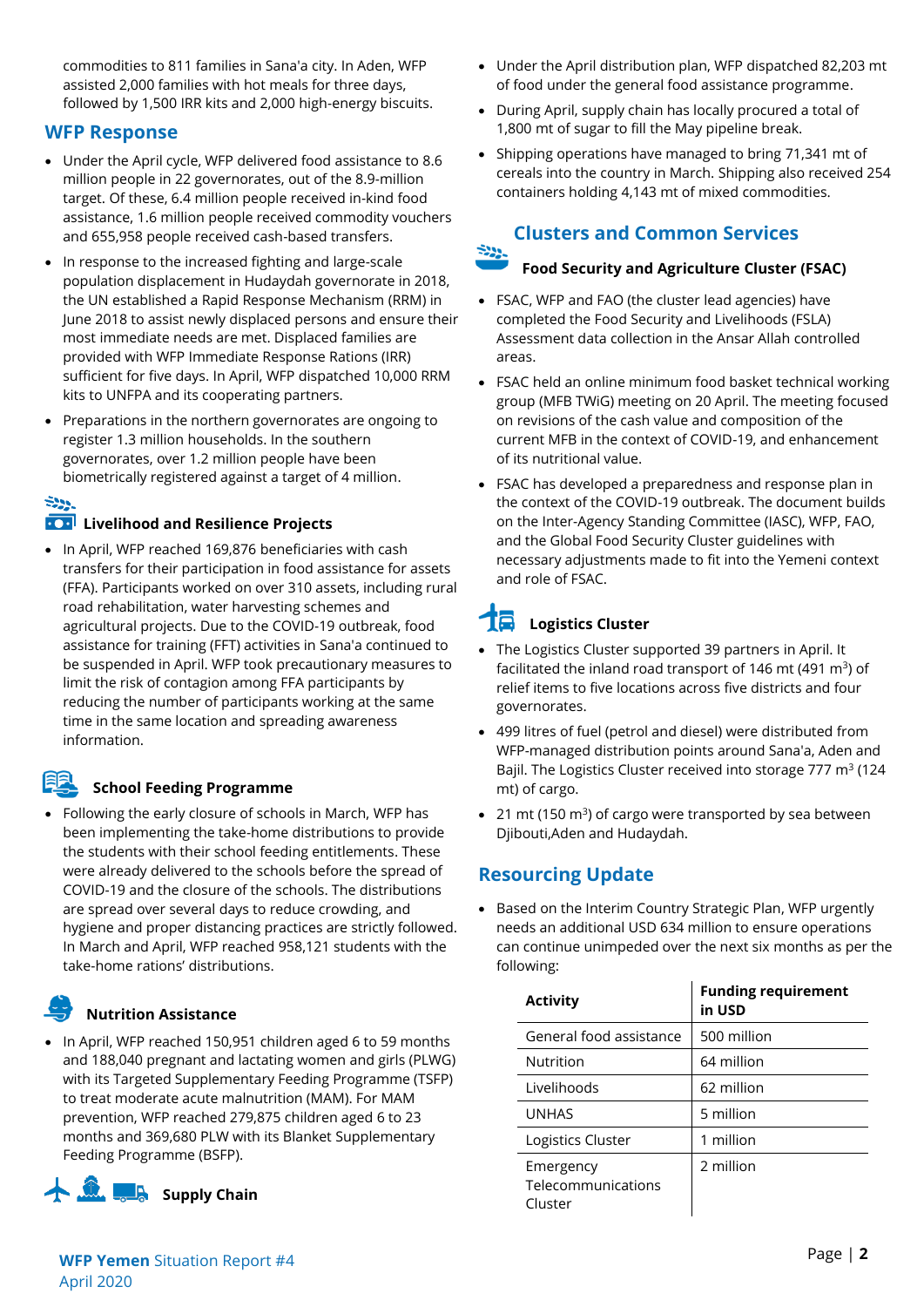commodities to 811 families in Sana'a city. In Aden, WFP assisted 2,000 families with hot meals for three days, followed by 1,500 IRR kits and 2,000 high-energy biscuits.

## WFP Response

- Under the April cycle, WFP delivered food assistance to 8.6 million people in 22 governorates, out of the 8.9-million target. Of these, 6.4 million people received in-kind food assistance, 1.6 million people received commodity vouchers and 655,958 people received cash-based transfers.
- In response to the increased fighting and large-scale population displacement in Hudaydah governorate in 2018, the UN established a Rapid Response Mechanism (RRM) in June 2018 to assist newly displaced persons and ensure their most immediate needs are met. Displaced families are provided with WFP Immediate Response Rations (IRR) sufficient for five days. In April, WFP dispatched 10,000 RRM kits to UNFPA and its cooperating partners.
- Preparations in the northern governorates are ongoing to register 1.3 million households. In the southern governorates, over 1.2 million people have been biometrically registered against a target of 4 million.

### Livelihood and Resilience Projects

- In April, WFP reached 169,876 beneficiaries with cash transfers for their participation in food assistance for assets (FFA). Participants worked on over 310 assets, including rural road rehabilitation, water harvesting schemes and agricultural projects. Due to the COVID-19 outbreak, food assistance for training (FFT) activities in Sana'a continued to be suspended in April. WFP took precautionary measures to limit the risk of contagion among FFA participants by reducing the number of participants working at the same time in the same location and spreading awareness information.

### School Feeding Programme

- Following the early closure of schools in March, WFP has been implementing the take-home distributions to provide the students with their school feeding entitlements. These were already delivered to the schools before the spread of COVID-19 and the closure of the schools. The distributions are spread over several days to reduce crowding, and hygiene and proper distancing practices are strictly followed. In March and April, WFP reached 958,121 students with the take-home rations' distributions.

### Nutrition Assistance

- In April, WFP reached 150,951 children aged 6 to 59 months and 188,040 pregnant and lactating women and girls (PLWG) with its Targeted Supplementary Feeding Programme (TSFP) to treat moderate acute malnutrition (MAM). For MAM prevention, WFP reached 279,875 children aged 6 to 23 months and 369,680 PLW with its Blanket Supplementary Feeding Programme (BSFP).

### Supply Chain

- Under the April distribution plan, WFP dispatched 82,203 mt of food under the general food assistance programme.
- During April, supply chain has locally procured a total of 1,800 mt of sugar to fill the May pipeline break.
- Shipping operations have managed to bring 71,341 mt of cereals into the country in March. Shipping also received 254 containers holding 4,143 mt of mixed commodities.

## Clusters and Common Services

### Food Security and Agriculture Cluster (FSAC)

- FSAC, WFP and FAO (the cluster lead agencies) have completed the Food Security and Livelihoods (FSLA) Assessment data collection in the Ansar Allah controlled areas.
- FSAC held an online minimum food basket technical working group (MFB TWiG) meeting on 20 April. The meeting focused on revisions of the cash value and composition of the current MFB in the context of COVID-19, and enhancement of its nutritional value.
- FSAC has developed a preparedness and response plan in the context of the COVID-19 outbreak. The document builds on the Inter-Agency Standing Committee (IASC), WFP, FAO, and the Global Food Security Cluster guidelines with necessary adjustments made to fit into the Yemeni context and role of FSAC.

### Logistics Cluster

- The Logistics Cluster supported 39 partners in April. It facilitated the inland road transport of 146 mt (491 $m^3$) of relief items to five locations across five districts and four governorates.
- 499 litres of fuel (petrol and diesel) were distributed from WFP-managed distribution points around Sana'a, Aden and Bajil. The Logistics Cluster received into storage 777 $m^3$ (124 mt) of cargo.
- 21 mt (150 $m^3$) of cargo were transported by sea between Djibouti,Aden and Hudaydah.

## Resourcing Update

- Based on the Interim Country Strategic Plan, WFP urgently needs an additional USD 634 million to ensure operations can continue unimpeded over the next six months as per the following:

| Activity | Funding requirement in USD |
|---|---|
| General food assistance | 500 million |
| Nutrition | 64 million |
| Livelihoods | 62 million |
| UNHAS | 5 million |
| Logistics Cluster | 1 million |
| Emergency Telecommunications Cluster | 2 million |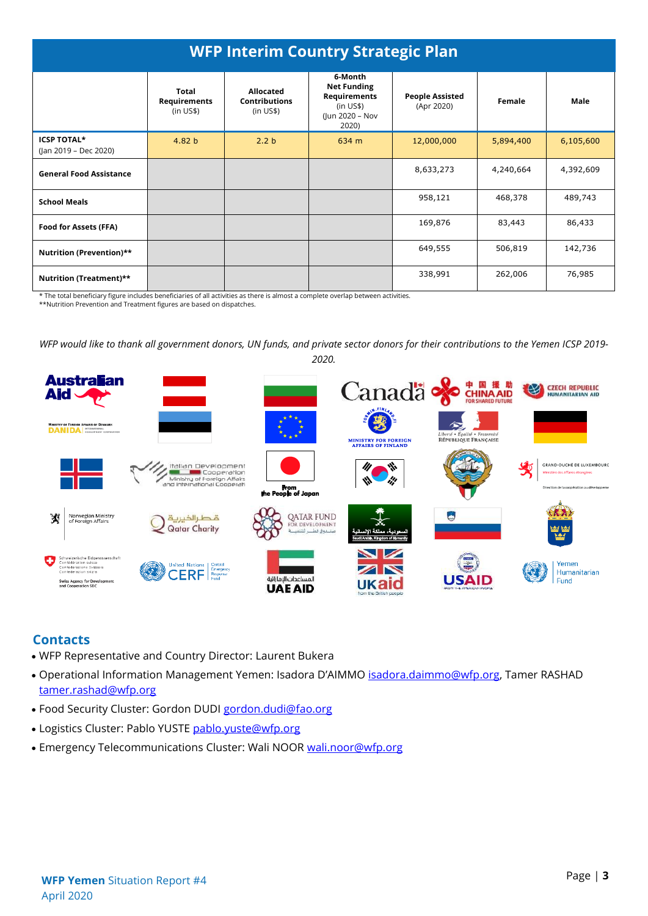## WFP Interim Country Strategic Plan

| | Total Requirements (in US$) | Allocated Contributions (in US$) | 6-Month Net Funding Requirements (in US$) (Jun 2020 – Nov 2020) | People Assisted (Apr 2020) | Female | Male |
|---|---|---|---|---|---|---|
| **ICSP TOTAL*** (Jan 2019 – Dec 2020) | 4.82 b | 2.2 b | 634 m | 12,000,000 | 5,894,400 | 6,105,600 |
| **General Food Assistance** | | | | 8,633,273 | 4,240,664 | 4,392,609 |
| **School Meals** | | | | 958,121 | 468,378 | 489,743 |
| **Food for Assets (FFA)** | | | | 169,876 | 83,443 | 86,433 |
| **Nutrition (Prevention)**** | | | | 649,555 | 506,819 | 142,736 |
| **Nutrition (Treatment)**** | | | | 338,991 | 262,006 | 76,985 |

* The total beneficiary figure includes beneficiaries of all activities as there is almost a complete overlap between activities.
**Nutrition Prevention and Treatment figures are based on dispatches.

*WFP would like to thank all government donors, UN funds, and private sector donors for their contributions to the Yemen ICSP 2019-2020.*

## Contacts

- WFP Representative and Country Director: Laurent Bukera
- Operational Information Management Yemen: Isadora D'AIMMO isadora.daimmo@wfp.org, Tamer RASHAD tamer.rashad@wfp.org
- Food Security Cluster: Gordon DUDI gordon.dudi@fao.org
- Logistics Cluster: Pablo YUSTE pablo.yuste@wfp.org
- Emergency Telecommunications Cluster: Wali NOOR wali.noor@wfp.org